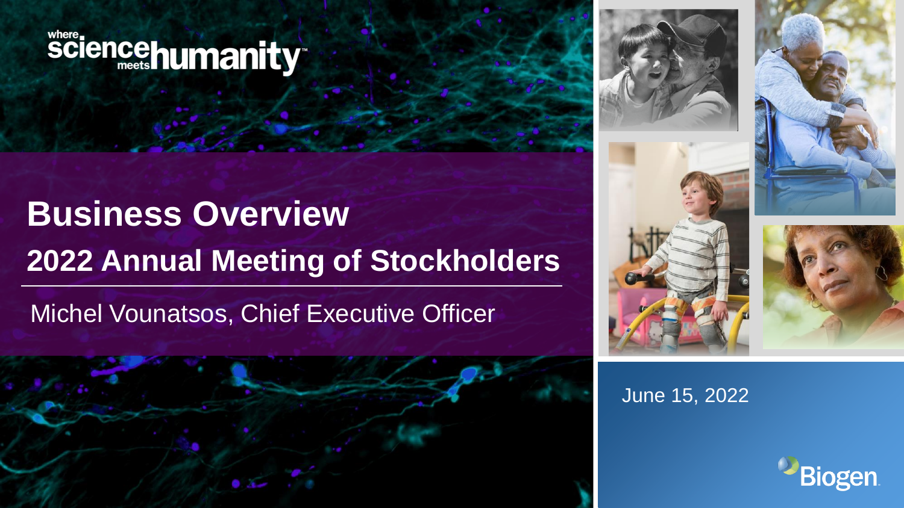where science meets humanity™

# Business Overview

## 2022 Annual Meeting of Stockholders

Michel Vounatsos, Chief Executive Officer

June 15, 2022

Biogen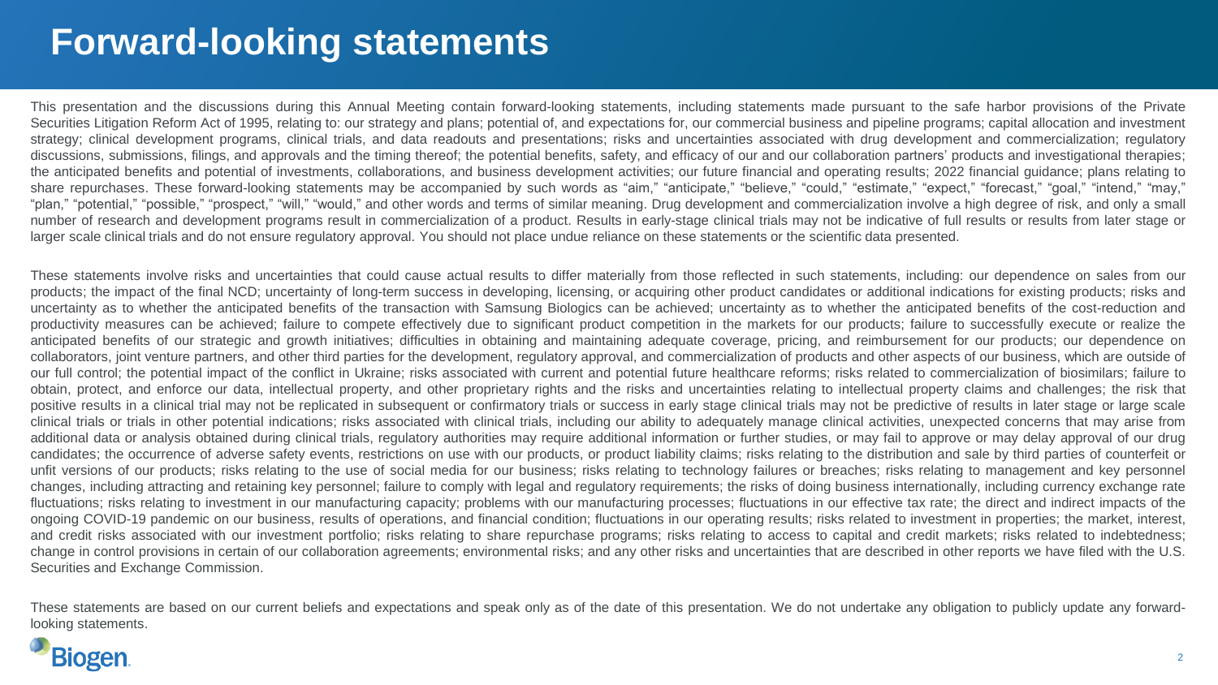# Forward-looking statements

This presentation and the discussions during this Annual Meeting contain forward-looking statements, including statements made pursuant to the safe harbor provisions of the Private Securities Litigation Reform Act of 1995, relating to: our strategy and plans; potential of, and expectations for, our commercial business and pipeline programs; capital allocation and investment strategy; clinical development programs, clinical trials, and data readouts and presentations; risks and uncertainties associated with drug development and commercialization; regulatory discussions, submissions, filings, and approvals and the timing thereof; the potential benefits, safety, and efficacy of our and our collaboration partners' products and investigational therapies; the anticipated benefits and potential of investments, collaborations, and business development activities; our future financial and operating results; 2022 financial guidance; plans relating to share repurchases. These forward-looking statements may be accompanied by such words as "aim," "anticipate," "believe," "could," "estimate," "expect," "forecast," "goal," "intend," "may," "plan," "potential," "possible," "prospect," "will," "would," and other words and terms of similar meaning. Drug development and commercialization involve a high degree of risk, and only a small number of research and development programs result in commercialization of a product. Results in early-stage clinical trials may not be indicative of full results or results from later stage or larger scale clinical trials and do not ensure regulatory approval. You should not place undue reliance on these statements or the scientific data presented.

These statements involve risks and uncertainties that could cause actual results to differ materially from those reflected in such statements, including: our dependence on sales from our products; the impact of the final NCD; uncertainty of long-term success in developing, licensing, or acquiring other product candidates or additional indications for existing products; risks and uncertainty as to whether the anticipated benefits of the transaction with Samsung Biologics can be achieved; uncertainty as to whether the anticipated benefits of the cost-reduction and productivity measures can be achieved; failure to compete effectively due to significant product competition in the markets for our products; failure to successfully execute or realize the anticipated benefits of our strategic and growth initiatives; difficulties in obtaining and maintaining adequate coverage, pricing, and reimbursement for our products; our dependence on collaborators, joint venture partners, and other third parties for the development, regulatory approval, and commercialization of products and other aspects of our business, which are outside of our full control; the potential impact of the conflict in Ukraine; risks associated with current and potential future healthcare reforms; risks related to commercialization of biosimilars; failure to obtain, protect, and enforce our data, intellectual property, and other proprietary rights and the risks and uncertainties relating to intellectual property claims and challenges; the risk that positive results in a clinical trial may not be replicated in subsequent or confirmatory trials or success in early stage clinical trials may not be predictive of results in later stage or large scale clinical trials or trials in other potential indications; risks associated with clinical trials, including our ability to adequately manage clinical activities, unexpected concerns that may arise from additional data or analysis obtained during clinical trials, regulatory authorities may require additional information or further studies, or may fail to approve or may delay approval of our drug candidates; the occurrence of adverse safety events, restrictions on use with our products, or product liability claims; risks relating to the distribution and sale by third parties of counterfeit or unfit versions of our products; risks relating to the use of social media for our business; risks relating to technology failures or breaches; risks relating to management and key personnel changes, including attracting and retaining key personnel; failure to comply with legal and regulatory requirements; the risks of doing business internationally, including currency exchange rate fluctuations; risks relating to investment in our manufacturing capacity; problems with our manufacturing processes; fluctuations in our effective tax rate; the direct and indirect impacts of the ongoing COVID-19 pandemic on our business, results of operations, and financial condition; fluctuations in our operating results; risks related to investment in properties; the market, interest, and credit risks associated with our investment portfolio; risks relating to share repurchase programs; risks relating to access to capital and credit markets; risks related to indebtedness; change in control provisions in certain of our collaboration agreements; environmental risks; and any other risks and uncertainties that are described in other reports we have filed with the U.S. Securities and Exchange Commission.

These statements are based on our current beliefs and expectations and speak only as of the date of this presentation. We do not undertake any obligation to publicly update any forward-looking statements.

Biogen.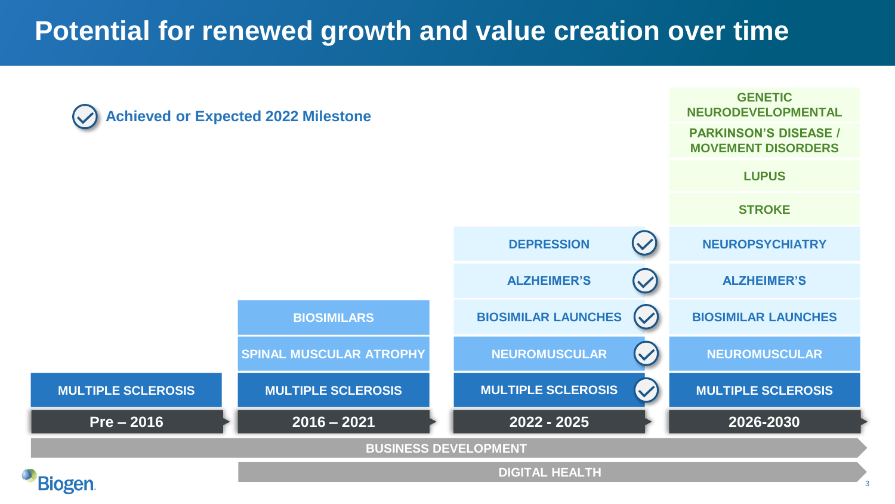# Potential for renewed growth and value creation over time

✓ Achieved or Expected 2022 Milestone

| Pre – 2016 | 2016 – 2021 | 2022 - 2025 | 2026-2030 |
|---|---|---|---|
| | | | GENETIC NEURODEVELOPMENTAL |
| | | | PARKINSON'S DISEASE / MOVEMENT DISORDERS |
| | | | LUPUS |
| | | | STROKE |
| | | DEPRESSION ✓ | NEUROPSYCHIATRY |
| | | ALZHEIMER'S ✓ | ALZHEIMER'S |
| | BIOSIMILARS | BIOSIMILAR LAUNCHES ✓ | BIOSIMILAR LAUNCHES |
| | SPINAL MUSCULAR ATROPHY | NEUROMUSCULAR ✓ | NEUROMUSCULAR |
| MULTIPLE SCLEROSIS | MULTIPLE SCLEROSIS | MULTIPLE SCLEROSIS ✓ | MULTIPLE SCLEROSIS |

BUSINESS DEVELOPMENT (Pre – 2016 through 2026-2030)

DIGITAL HEALTH (2016 – 2021 through 2026-2030)

Biogen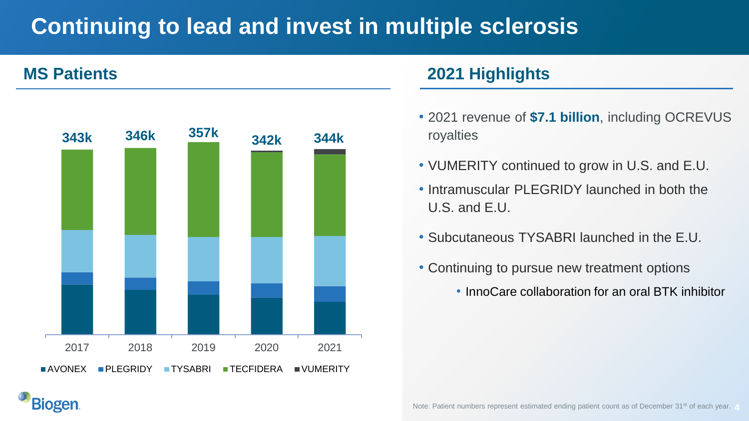# Continuing to lead and invest in multiple sclerosis

## MS Patients

| Year | Total patients |
|---|---|
| 2017 | 343k |
| 2018 | 346k |
| 2019 | 357k |
| 2020 | 342k |
| 2021 | 344k |

AVONEX, PLEGRIDY, TYSABRI, TECFIDERA, VUMERITY

## 2021 Highlights

- 2021 revenue of **$7.1 billion**, including OCREVUS royalties
- VUMERITY continued to grow in U.S. and E.U.
- Intramuscular PLEGRIDY launched in both the U.S. and E.U.
- Subcutaneous TYSABRI launched in the E.U.
- Continuing to pursue new treatment options
  - InnoCare collaboration for an oral BTK inhibitor

Note: Patient numbers represent estimated ending patient count as of December 31st of each year.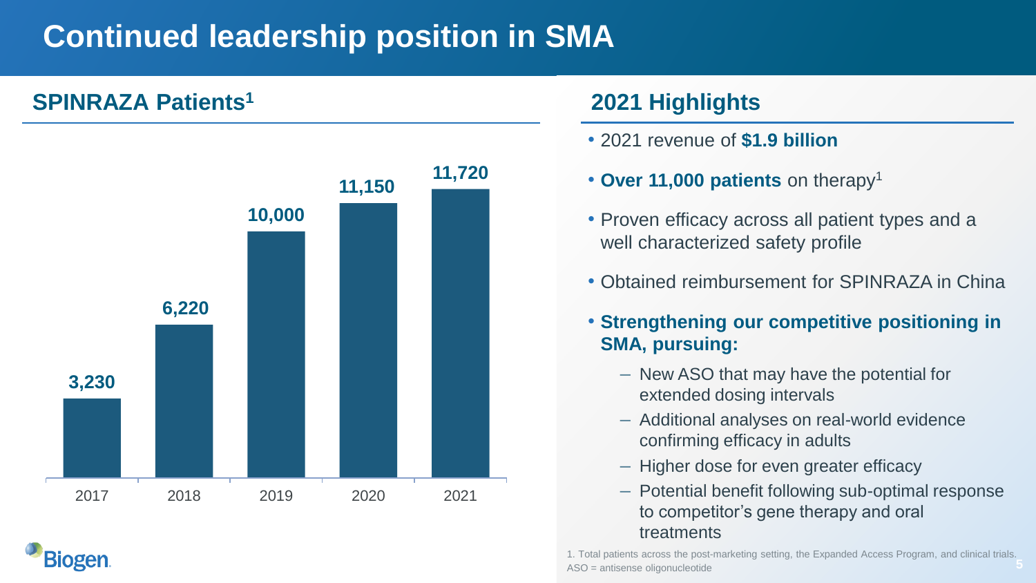# Continued leadership position in SMA

## SPINRAZA Patients[1]

| Year | Patients |
|---|---|
| 2017 | 3,230 |
| 2018 | 6,220 |
| 2019 | 10,000 |
| 2020 | 11,150 |
| 2021 | 11,720 |

## 2021 Highlights

- 2021 revenue of **$1.9 billion**
- **Over 11,000 patients** on therapy[1]
- Proven efficacy across all patient types and a well characterized safety profile
- Obtained reimbursement for SPINRAZA in China
- **Strengthening our competitive positioning in SMA, pursuing:**
  - New ASO that may have the potential for extended dosing intervals
  - Additional analyses on real-world evidence confirming efficacy in adults
  - Higher dose for even greater efficacy
  - Potential benefit following sub-optimal response to competitor's gene therapy and oral treatments

1. Total patients across the post-marketing setting, the Expanded Access Program, and clinical trials.
ASO = antisense oligonucleotide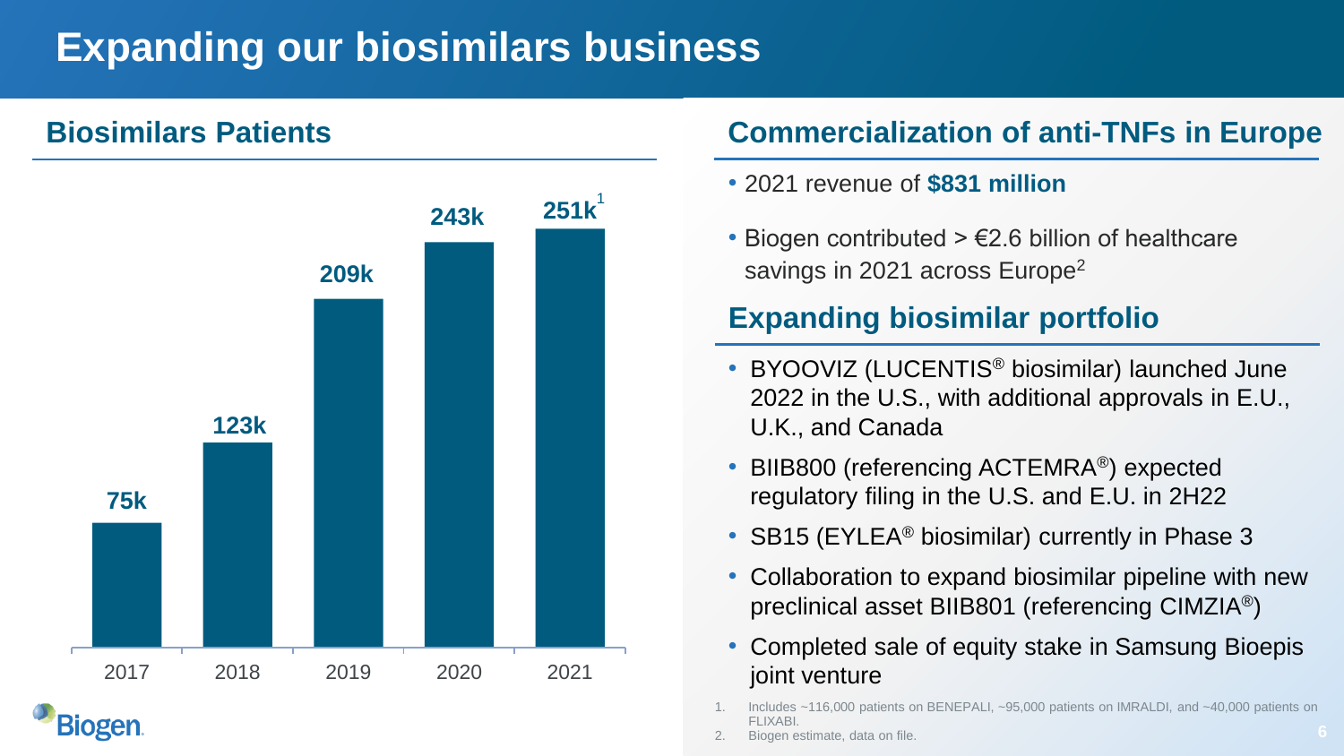# Expanding our biosimilars business

## Biosimilars Patients

| Year | Patients |
|---|---|
| 2017 | 75k |
| 2018 | 123k |
| 2019 | 209k |
| 2020 | 243k |
| 2021 | 251k[1] |

## Commercialization of anti-TNFs in Europe

- 2021 revenue of **$831 million**
- Biogen contributed > €2.6 billion of healthcare savings in 2021 across Europe[2]

## Expanding biosimilar portfolio

- BYOOVIZ (LUCENTIS® biosimilar) launched June 2022 in the U.S., with additional approvals in E.U., U.K., and Canada
- BIIB800 (referencing ACTEMRA®) expected regulatory filing in the U.S. and E.U. in 2H22
- SB15 (EYLEA® biosimilar) currently in Phase 3
- Collaboration to expand biosimilar pipeline with new preclinical asset BIIB801 (referencing CIMZIA®)
- Completed sale of equity stake in Samsung Bioepis joint venture

1. Includes ~116,000 patients on BENEPALI, ~95,000 patients on IMRALDI, and ~40,000 patients on FLIXABI.
2. Biogen estimate, data on file.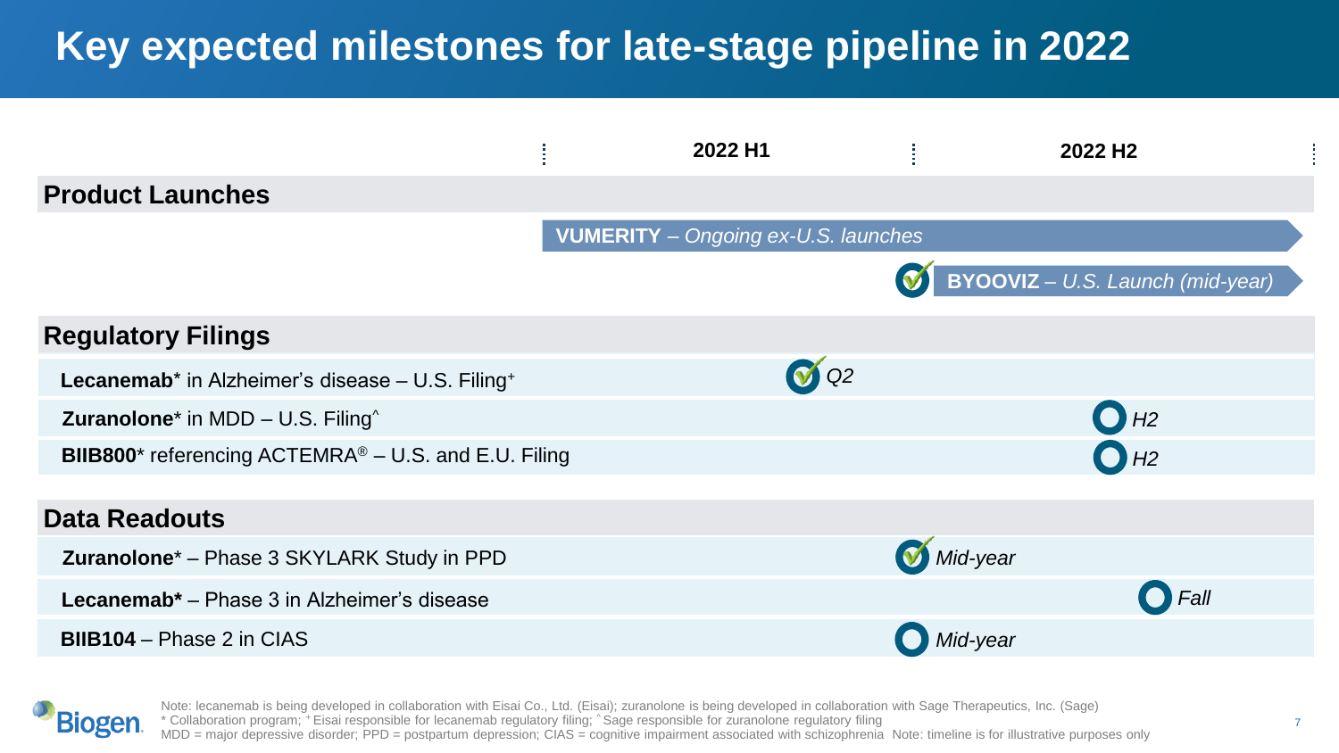# Key expected milestones for late-stage pipeline in 2022

| | 2022 H1 | 2022 H2 |
|---|---|---|
| **Product Launches** | | |
| **VUMERITY** – *Ongoing ex-U.S. launches* | ongoing | ongoing |
| **BYOOVIZ** – *U.S. Launch (mid-year)* | | ✓ Mid-year |
| **Regulatory Filings** | | |
| **Lecanemab*** in Alzheimer's disease – U.S. Filing⁺ | ✓ *Q2* | |
| **Zuranolone*** in MDD – U.S. Filing^ | | *H2* |
| **BIIB800*** referencing ACTEMRA® – U.S. and E.U. Filing | | *H2* |
| **Data Readouts** | | |
| **Zuranolone*** – Phase 3 SKYLARK Study in PPD | | ✓ *Mid-year* |
| **Lecanemab*** – Phase 3 in Alzheimer's disease | | *Fall* |
| **BIIB104** – Phase 2 in CIAS | | *Mid-year* |

Note: lecanemab is being developed in collaboration with Eisai Co., Ltd. (Eisai); zuranolone is being developed in collaboration with Sage Therapeutics, Inc. (Sage)
\* Collaboration program; ⁺ Eisai responsible for lecanemab regulatory filing; ^ Sage responsible for zuranolone regulatory filing
MDD = major depressive disorder; PPD = postpartum depression; CIAS = cognitive impairment associated with schizophrenia Note: timeline is for illustrative purposes only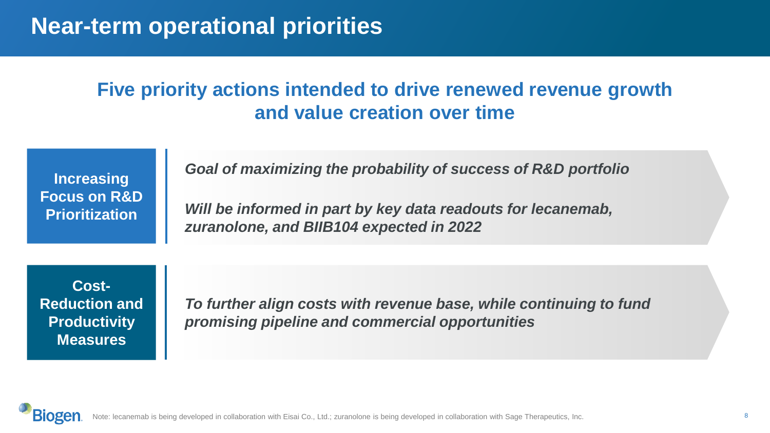# Near-term operational priorities

## Five priority actions intended to drive renewed revenue growth and value creation over time

**Increasing Focus on R&D Prioritization**

***Goal of maximizing the probability of success of R&D portfolio***

***Will be informed in part by key data readouts for lecanemab, zuranolone, and BIIB104 expected in 2022***

**Cost-Reduction and Productivity Measures**

***To further align costs with revenue base, while continuing to fund promising pipeline and commercial opportunities***

Note: lecanemab is being developed in collaboration with Eisai Co., Ltd.; zuranolone is being developed in collaboration with Sage Therapeutics, Inc.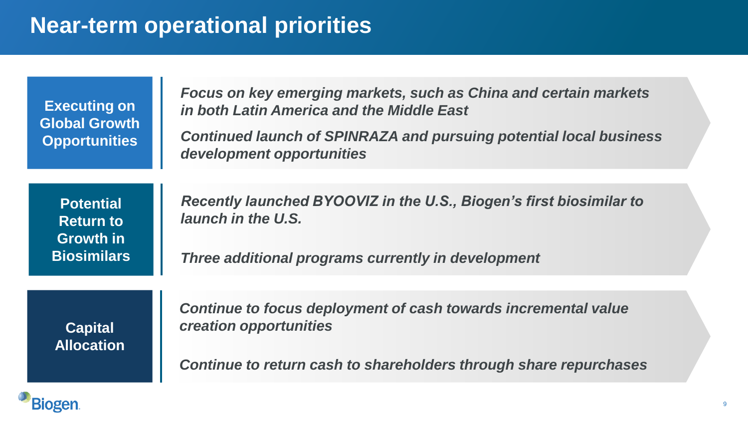# Near-term operational priorities

## Executing on Global Growth Opportunities

*Focus on key emerging markets, such as China and certain markets in both Latin America and the Middle East*

*Continued launch of SPINRAZA and pursuing potential local business development opportunities*

## Potential Return to Growth in Biosimilars

*Recently launched BYOOVIZ in the U.S., Biogen's first biosimilar to launch in the U.S.*

*Three additional programs currently in development*

## Capital Allocation

*Continue to focus deployment of cash towards incremental value creation opportunities*

*Continue to return cash to shareholders through share repurchases*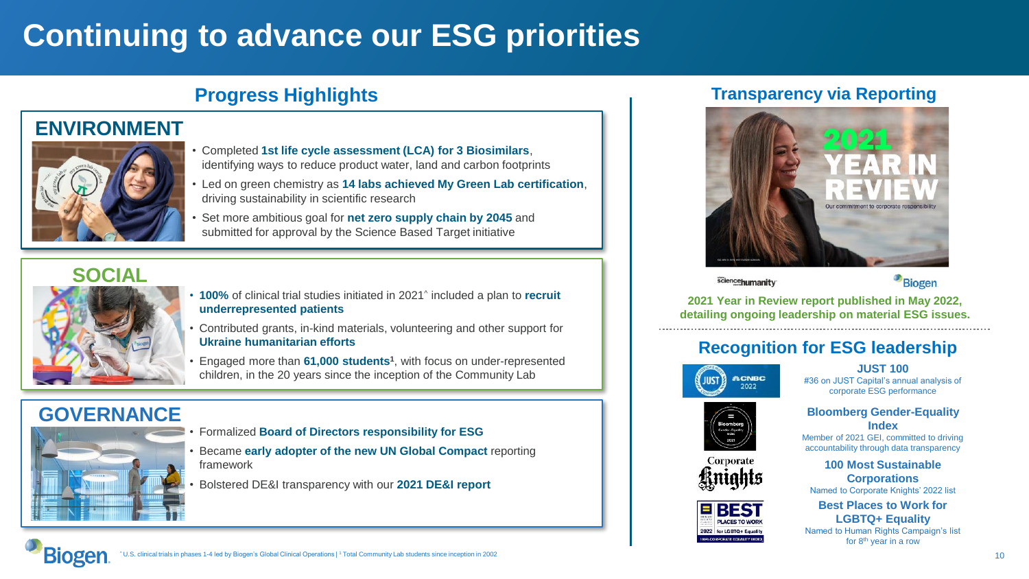# Continuing to advance our ESG priorities

## Progress Highlights

### ENVIRONMENT

- Completed **1st life cycle assessment (LCA) for 3 Biosimilars**, identifying ways to reduce product water, land and carbon footprints
- Led on green chemistry as **14 labs achieved My Green Lab certification**, driving sustainability in scientific research
- Set more ambitious goal for **net zero supply chain by 2045** and submitted for approval by the Science Based Target initiative

### SOCIAL

- **100%** of clinical trial studies initiated in 2021^ included a plan to **recruit underrepresented patients**
- Contributed grants, in-kind materials, volunteering and other support for **Ukraine humanitarian efforts**
- Engaged more than **61,000 students[1]**, with focus on under-represented children, in the 20 years since the inception of the Community Lab

### GOVERNANCE

- Formalized **Board of Directors responsibility for ESG**
- Became **early adopter of the new UN Global Compact** reporting framework
- Bolstered DE&I transparency with our **2021 DE&I report**

## Transparency via Reporting

2021 YEAR IN REVIEW

Our commitment to corporate responsibility

**2021 Year in Review report published in May 2022, detailing ongoing leadership on material ESG issues.**

## Recognition for ESG leadership

**JUST 100**
#36 on JUST Capital's annual analysis of corporate ESG performance

**Bloomberg Gender-Equality Index**
Member of 2021 GEI, committed to driving accountability through data transparency

**100 Most Sustainable Corporations**
Named to Corporate Knights' 2022 list

**Best Places to Work for LGBTQ+ Equality**
Named to Human Rights Campaign's list for 8th year in a row

^ U.S. clinical trials in phases 1-4 led by Biogen's Global Clinical Operations | [1] Total Community Lab students since inception in 2002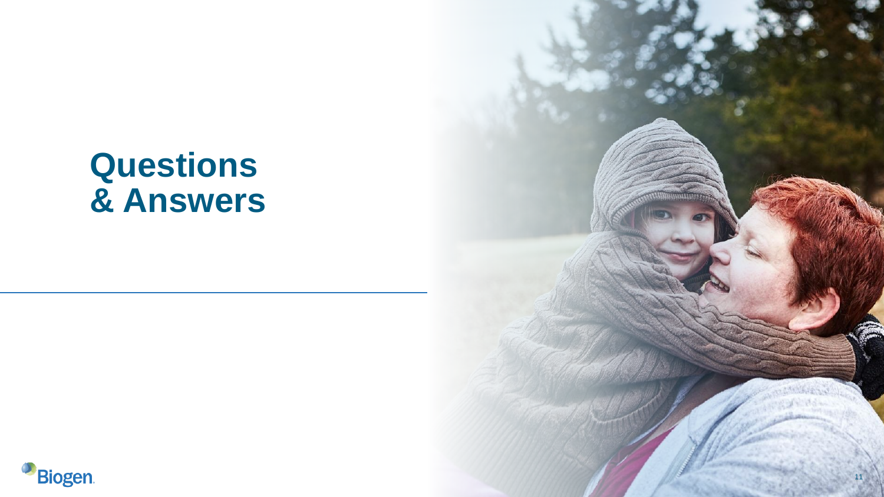# Questions & Answers